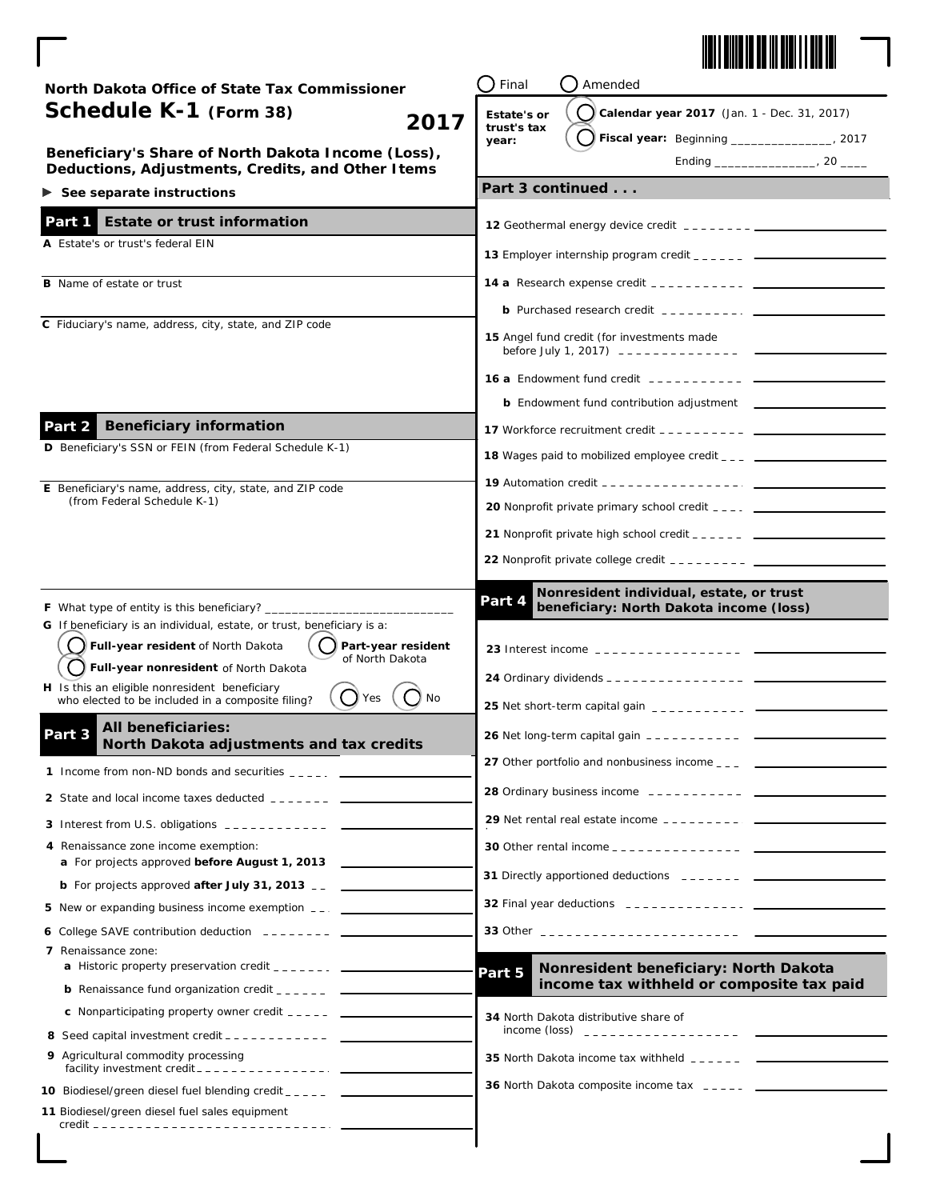North Dakota Office of State Tax Commissioner

# Schedule K-1 (Form 38) 2017

**Beneficiary's Share of North Dakota Income (Loss), Deductions, Adjustments, Credits, and Other Items**

► **See separate instructions**

○ Final ○ Amended

**Estate's or trust's tax year:** ○ **Calendar year 2017** (Jan. 1 - Dec. 31, 2017) ○ **Fiscal year:** Beginning _______________, 2017 Ending _______________, 20 ____

## Part 1 Estate or trust information

**A** Estate's or trust's federal EIN

**B** Name of estate or trust

**C** Fiduciary's name, address, city, state, and ZIP code

## Part 2 Beneficiary information

**D** Beneficiary's SSN or FEIN (from Federal Schedule K-1)

**E** Beneficiary's name, address, city, state, and ZIP code (from Federal Schedule K-1)

**F** What type of entity is this beneficiary? ____________________________

**G** If beneficiary is an individual, estate, or trust, beneficiary is a:

○ **Full-year resident** of North Dakota ○ **Part-year resident** of North Dakota ○ **Full-year nonresident** of North Dakota

**H** Is this an eligible nonresident beneficiary who elected to be included in a composite filing? ○ Yes ○ No

## Part 3 All beneficiaries: North Dakota adjustments and tax credits

1. Income from non-ND bonds and securities _____
2. State and local income taxes deducted _____
3. Interest from U.S. obligations _____
4. Renaissance zone income exemption:
   - **a** For projects approved **before August 1, 2013** _____
   - **b** For projects approved **after July 31, 2013** _____
5. New or expanding business income exemption _____
6. College SAVE contribution deduction _____
7. Renaissance zone:
   - **a** Historic property preservation credit _____
   - **b** Renaissance fund organization credit _____
   - **c** Nonparticipating property owner credit _____
8. Seed capital investment credit _____
9. Agricultural commodity processing facility investment credit _____
10. Biodiesel/green diesel fuel blending credit _____
11. Biodiesel/green diesel fuel sales equipment credit _____

**Part 3 continued . . .**

12. Geothermal energy device credit _____
13. Employer internship program credit _____
14. **a** Research expense credit _____
    - **b** Purchased research credit _____
15. Angel fund credit (for investments made before July 1, 2017) _____
16. **a** Endowment fund credit _____
    - **b** Endowment fund contribution adjustment _____
17. Workforce recruitment credit _____
18. Wages paid to mobilized employee credit _____
19. Automation credit _____
20. Nonprofit private primary school credit _____
21. Nonprofit private high school credit _____
22. Nonprofit private college credit _____

## Part 4 Nonresident individual, estate, or trust beneficiary: North Dakota income (loss)

23. Interest income _____
24. Ordinary dividends _____
25. Net short-term capital gain _____
26. Net long-term capital gain _____
27. Other portfolio and nonbusiness income _____
28. Ordinary business income _____
29. Net rental real estate income _____
30. Other rental income _____
31. Directly apportioned deductions _____
32. Final year deductions _____
33. Other _____

## Part 5 Nonresident beneficiary: North Dakota income tax withheld or composite tax paid

34. North Dakota distributive share of income (loss) _____
35. North Dakota income tax withheld _____
36. North Dakota composite income tax _____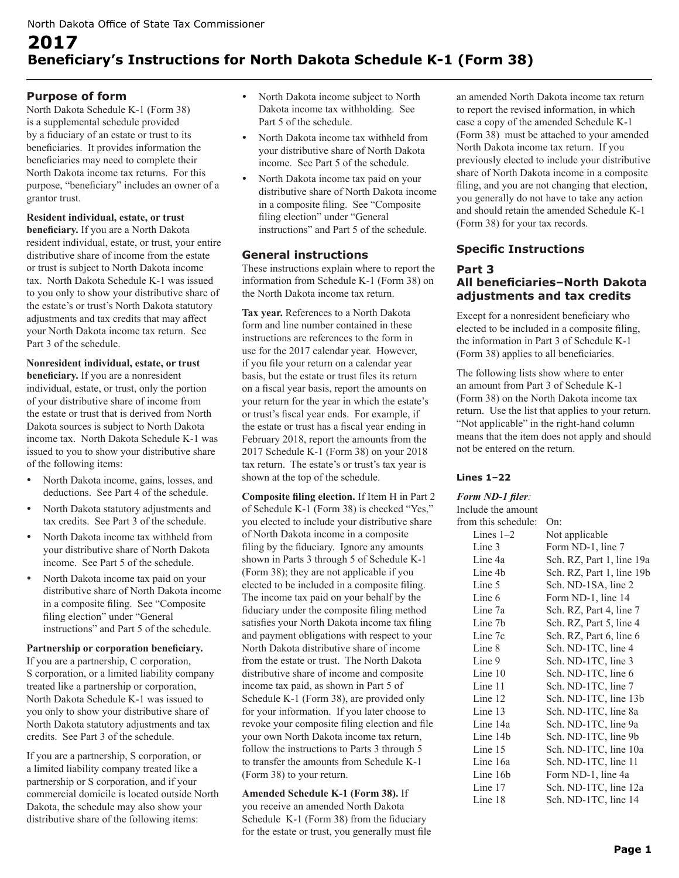North Dakota Office of State Tax Commissioner

# 2017 Beneficiary's Instructions for North Dakota Schedule K-1 (Form 38)

## Purpose of form

North Dakota Schedule K-1 (Form 38) is a supplemental schedule provided by a fiduciary of an estate or trust to its beneficiaries. It provides information the beneficiaries may need to complete their North Dakota income tax returns. For this purpose, "beneficiary" includes an owner of a grantor trust.

**Resident individual, estate, or trust beneficiary.** If you are a North Dakota resident individual, estate, or trust, your entire distributive share of income from the estate or trust is subject to North Dakota income tax. North Dakota Schedule K-1 was issued to you only to show your distributive share of the estate's or trust's North Dakota statutory adjustments and tax credits that may affect your North Dakota income tax return. See Part 3 of the schedule.

**Nonresident individual, estate, or trust beneficiary.** If you are a nonresident individual, estate, or trust, only the portion of your distributive share of income from the estate or trust that is derived from North Dakota sources is subject to North Dakota income tax. North Dakota Schedule K-1 was issued to you to show your distributive share of the following items:

- North Dakota income, gains, losses, and deductions. See Part 4 of the schedule.
- North Dakota statutory adjustments and tax credits. See Part 3 of the schedule.
- North Dakota income tax withheld from your distributive share of North Dakota income. See Part 5 of the schedule.
- North Dakota income tax paid on your distributive share of North Dakota income in a composite filing. See "Composite filing election" under "General instructions" and Part 5 of the schedule.

**Partnership or corporation beneficiary.** If you are a partnership, C corporation, S corporation, or a limited liability company treated like a partnership or corporation, North Dakota Schedule K-1 was issued to you only to show your distributive share of North Dakota statutory adjustments and tax credits. See Part 3 of the schedule.

If you are a partnership, S corporation, or a limited liability company treated like a partnership or S corporation, and if your commercial domicile is located outside North Dakota, the schedule may also show your distributive share of the following items:

- North Dakota income subject to North Dakota income tax withholding. See Part 5 of the schedule.
- North Dakota income tax withheld from your distributive share of North Dakota income. See Part 5 of the schedule.
- North Dakota income tax paid on your distributive share of North Dakota income in a composite filing. See "Composite filing election" under "General instructions" and Part 5 of the schedule.

## General instructions

These instructions explain where to report the information from Schedule K-1 (Form 38) on the North Dakota income tax return.

**Tax year.** References to a North Dakota form and line number contained in these instructions are references to the form in use for the 2017 calendar year. However, if you file your return on a calendar year basis, but the estate or trust files its return on a fiscal year basis, report the amounts on your return for the year in which the estate's or trust's fiscal year ends. For example, if the estate or trust has a fiscal year ending in February 2018, report the amounts from the 2017 Schedule K-1 (Form 38) on your 2018 tax return. The estate's or trust's tax year is shown at the top of the schedule.

**Composite filing election.** If Item H in Part 2 of Schedule K-1 (Form 38) is checked "Yes," you elected to include your distributive share of North Dakota income in a composite filing by the fiduciary. Ignore any amounts shown in Parts 3 through 5 of Schedule K-1 (Form 38); they are not applicable if you elected to be included in a composite filing. The income tax paid on your behalf by the fiduciary under the composite filing method satisfies your North Dakota income tax filing and payment obligations with respect to your North Dakota distributive share of income from the estate or trust. The North Dakota distributive share of income and composite income tax paid, as shown in Part 5 of Schedule K-1 (Form 38), are provided only for your information. If you later choose to revoke your composite filing election and file your own North Dakota income tax return, follow the instructions to Parts 3 through 5 to transfer the amounts from Schedule K-1 (Form 38) to your return.

**Amended Schedule K-1 (Form 38).** If you receive an amended North Dakota Schedule K-1 (Form 38) from the fiduciary for the estate or trust, you generally must file an amended North Dakota income tax return to report the revised information, in which case a copy of the amended Schedule K-1 (Form 38) must be attached to your amended North Dakota income tax return. If you previously elected to include your distributive share of North Dakota income in a composite filing, and you are not changing that election, you generally do not have to take any action and should retain the amended Schedule K-1 (Form 38) for your tax records.

## Specific Instructions

### Part 3
### All beneficiaries–North Dakota adjustments and tax credits

Except for a nonresident beneficiary who elected to be included in a composite filing, the information in Part 3 of Schedule K-1 (Form 38) applies to all beneficiaries.

The following lists show where to enter an amount from Part 3 of Schedule K-1 (Form 38) on the North Dakota income tax return. Use the list that applies to your return. "Not applicable" in the right-hand column means that the item does not apply and should not be entered on the return.

#### Lines 1–22

*Form ND-1 filer:*

| Include the amount from this schedule: | On: |
|---|---|
| Lines 1–2 | Not applicable |
| Line 3 | Form ND-1, line 7 |
| Line 4a | Sch. RZ, Part 1, line 19a |
| Line 4b | Sch. RZ, Part 1, line 19b |
| Line 5 | Sch. ND-1SA, line 2 |
| Line 6 | Form ND-1, line 14 |
| Line 7a | Sch. RZ, Part 4, line 7 |
| Line 7b | Sch. RZ, Part 5, line 4 |
| Line 7c | Sch. RZ, Part 6, line 6 |
| Line 8 | Sch. ND-1TC, line 4 |
| Line 9 | Sch. ND-1TC, line 3 |
| Line 10 | Sch. ND-1TC, line 6 |
| Line 11 | Sch. ND-1TC, line 7 |
| Line 12 | Sch. ND-1TC, line 13b |
| Line 13 | Sch. ND-1TC, line 8a |
| Line 14a | Sch. ND-1TC, line 9a |
| Line 14b | Sch. ND-1TC, line 9b |
| Line 15 | Sch. ND-1TC, line 10a |
| Line 16a | Sch. ND-1TC, line 11 |
| Line 16b | Form ND-1, line 4a |
| Line 17 | Sch. ND-1TC, line 12a |
| Line 18 | Sch. ND-1TC, line 14 |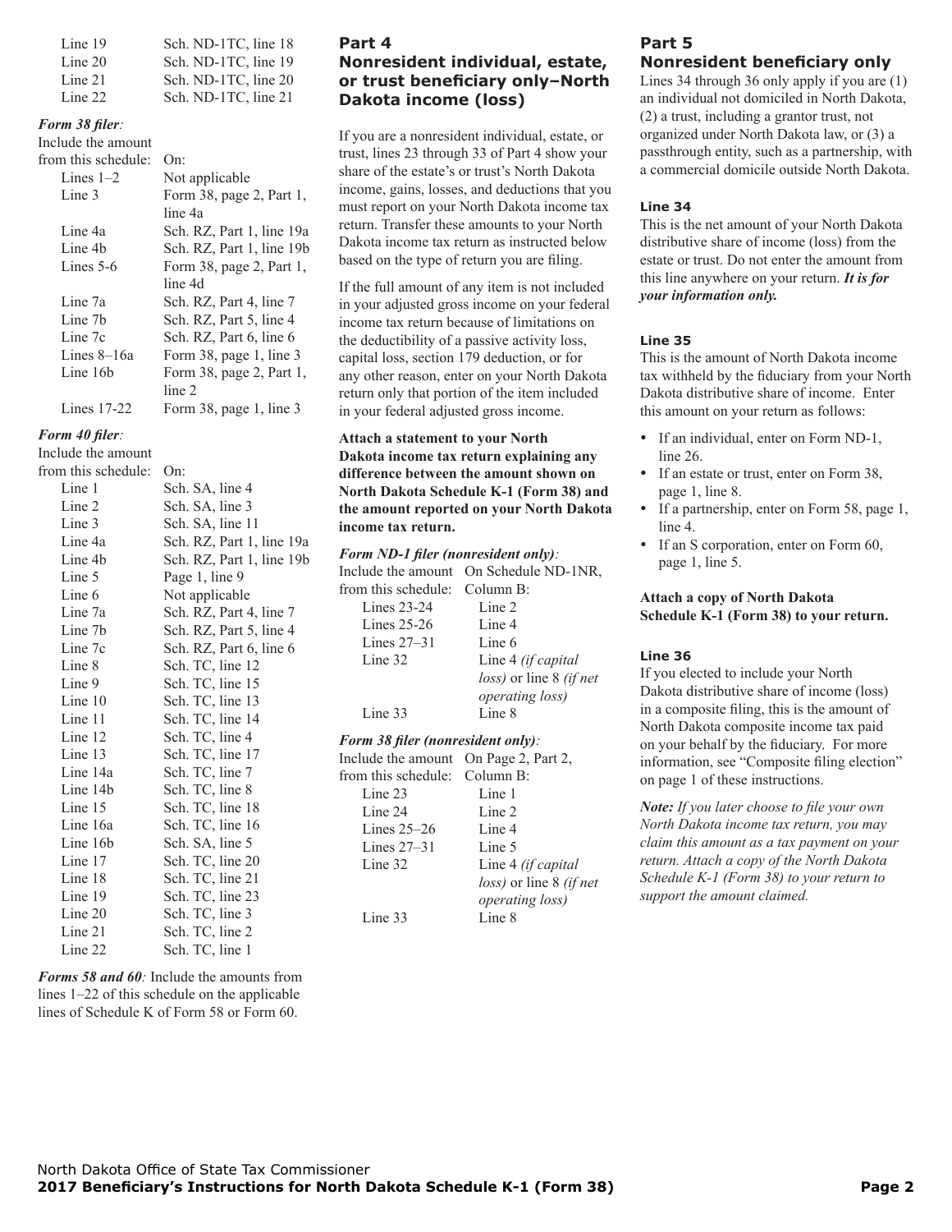| | |
|---|---|
| Line 19 | Sch. ND-1TC, line 18 |
| Line 20 | Sch. ND-1TC, line 19 |
| Line 21 | Sch. ND-1TC, line 20 |
| Line 22 | Sch. ND-1TC, line 21 |

*Form 38 filer:*

| Include the amount from this schedule: | On: |
|---|---|
| Lines 1–2 | Not applicable |
| Line 3 | Form 38, page 2, Part 1, line 4a |
| Line 4a | Sch. RZ, Part 1, line 19a |
| Line 4b | Sch. RZ, Part 1, line 19b |
| Lines 5-6 | Form 38, page 2, Part 1, line 4d |
| Line 7a | Sch. RZ, Part 4, line 7 |
| Line 7b | Sch. RZ, Part 5, line 4 |
| Line 7c | Sch. RZ, Part 6, line 6 |
| Lines 8–16a | Form 38, page 1, line 3 |
| Line 16b | Form 38, page 2, Part 1, line 2 |
| Lines 17-22 | Form 38, page 1, line 3 |

*Form 40 filer:*

| Include the amount from this schedule: | On: |
|---|---|
| Line 1 | Sch. SA, line 4 |
| Line 2 | Sch. SA, line 3 |
| Line 3 | Sch. SA, line 11 |
| Line 4a | Sch. RZ, Part 1, line 19a |
| Line 4b | Sch. RZ, Part 1, line 19b |
| Line 5 | Page 1, line 9 |
| Line 6 | Not applicable |
| Line 7a | Sch. RZ, Part 4, line 7 |
| Line 7b | Sch. RZ, Part 5, line 4 |
| Line 7c | Sch. RZ, Part 6, line 6 |
| Line 8 | Sch. TC, line 12 |
| Line 9 | Sch. TC, line 15 |
| Line 10 | Sch. TC, line 13 |
| Line 11 | Sch. TC, line 14 |
| Line 12 | Sch. TC, line 4 |
| Line 13 | Sch. TC, line 17 |
| Line 14a | Sch. TC, line 7 |
| Line 14b | Sch. TC, line 8 |
| Line 15 | Sch. TC, line 18 |
| Line 16a | Sch. TC, line 16 |
| Line 16b | Sch. SA, line 5 |
| Line 17 | Sch. TC, line 20 |
| Line 18 | Sch. TC, line 21 |
| Line 19 | Sch. TC, line 23 |
| Line 20 | Sch. TC, line 3 |
| Line 21 | Sch. TC, line 2 |
| Line 22 | Sch. TC, line 1 |

*Forms 58 and 60:* Include the amounts from lines 1–22 of this schedule on the applicable lines of Schedule K of Form 58 or Form 60.

## Part 4
## Nonresident individual, estate, or trust beneficiary only–North Dakota income (loss)

If you are a nonresident individual, estate, or trust, lines 23 through 33 of Part 4 show your share of the estate's or trust's North Dakota income, gains, losses, and deductions that you must report on your North Dakota income tax return. Transfer these amounts to your North Dakota income tax return as instructed below based on the type of return you are filing.

If the full amount of any item is not included in your adjusted gross income on your federal income tax return because of limitations on the deductibility of a passive activity loss, capital loss, section 179 deduction, or for any other reason, enter on your North Dakota return only that portion of the item included in your federal adjusted gross income.

**Attach a statement to your North Dakota income tax return explaining any difference between the amount shown on North Dakota Schedule K-1 (Form 38) and the amount reported on your North Dakota income tax return.**

*Form ND-1 filer (nonresident only):*

| Include the amount from this schedule: | On Schedule ND-1NR, Column B: |
|---|---|
| Lines 23-24 | Line 2 |
| Lines 25-26 | Line 4 |
| Lines 27–31 | Line 6 |
| Line 32 | Line 4 *(if capital loss)* or line 8 *(if net operating loss)* |
| Line 33 | Line 8 |

*Form 38 filer (nonresident only):*

| Include the amount from this schedule: | On Page 2, Part 2, Column B: |
|---|---|
| Line 23 | Line 1 |
| Line 24 | Line 2 |
| Lines 25–26 | Line 4 |
| Lines 27–31 | Line 5 |
| Line 32 | Line 4 *(if capital loss)* or line 8 *(if net operating loss)* |
| Line 33 | Line 8 |

## Part 5
## Nonresident beneficiary only

Lines 34 through 36 only apply if you are (1) an individual not domiciled in North Dakota, (2) a trust, including a grantor trust, not organized under North Dakota law, or (3) a passthrough entity, such as a partnership, with a commercial domicile outside North Dakota.

### Line 34

This is the net amount of your North Dakota distributive share of income (loss) from the estate or trust. Do not enter the amount from this line anywhere on your return. ***It is for your information only.***

### Line 35

This is the amount of North Dakota income tax withheld by the fiduciary from your North Dakota distributive share of income. Enter this amount on your return as follows:

- If an individual, enter on Form ND-1, line 26.
- If an estate or trust, enter on Form 38, page 1, line 8.
- If a partnership, enter on Form 58, page 1, line 4.
- If an S corporation, enter on Form 60, page 1, line 5.

**Attach a copy of North Dakota Schedule K-1 (Form 38) to your return.**

### Line 36

If you elected to include your North Dakota distributive share of income (loss) in a composite filing, this is the amount of North Dakota composite income tax paid on your behalf by the fiduciary. For more information, see "Composite filing election" on page 1 of these instructions.

***Note:*** *If you later choose to file your own North Dakota income tax return, you may claim this amount as a tax payment on your return. Attach a copy of the North Dakota Schedule K-1 (Form 38) to your return to support the amount claimed.*